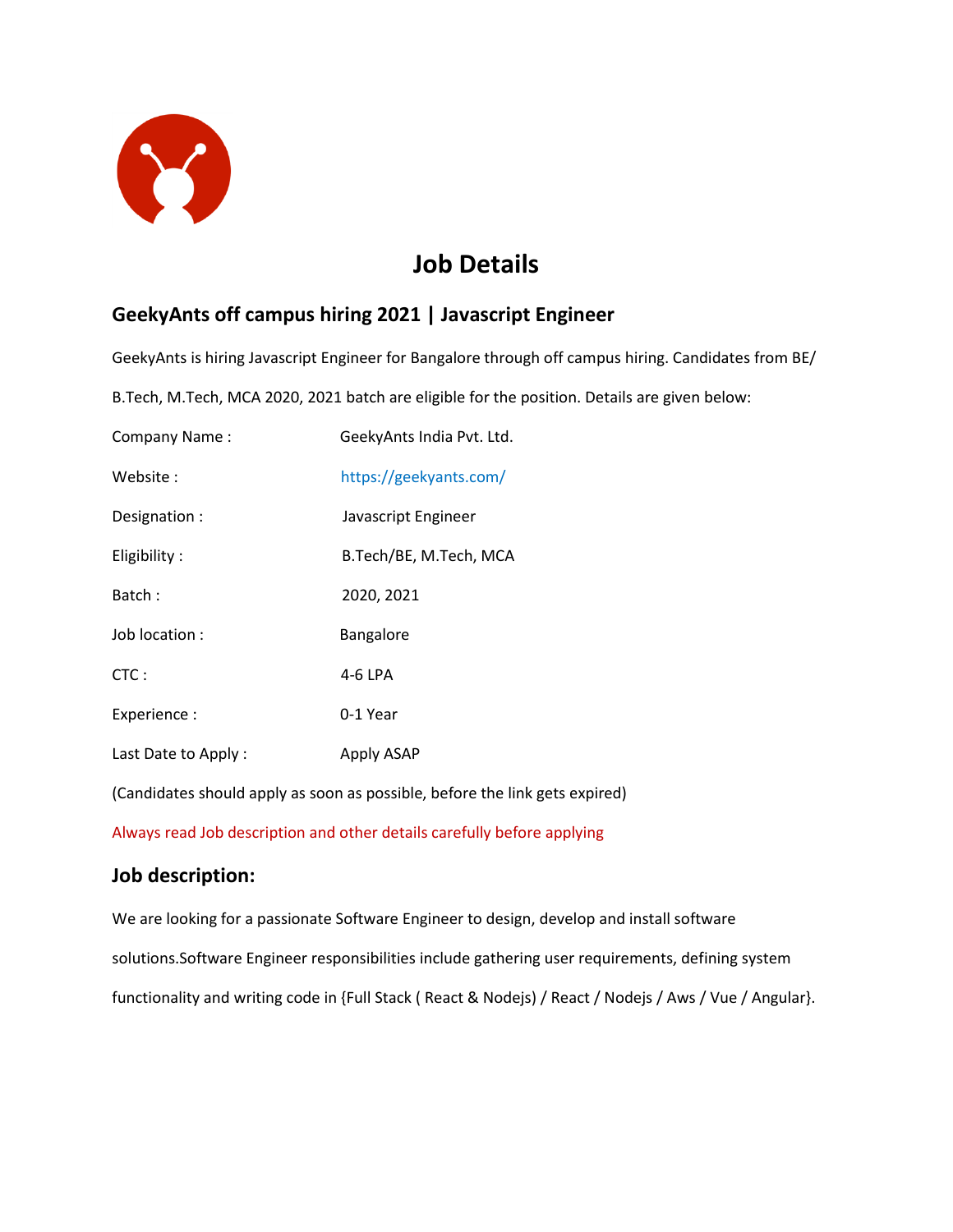# Job Details

## GeekyAnts off campus hiring 2021 | Javascript Engineer

GeekyAnts is hiring Javascript Engineer for Bangalore through off campus hiring. Candidates from BE/ B.Tech, M.Tech, MCA 2020, 2021 batch are eligible for the position. Details are given below:

| | |
|---|---|
| Company Name : | GeekyAnts India Pvt. Ltd. |
| Website : | https://geekyants.com/ |
| Designation : | Javascript Engineer |
| Eligibility : | B.Tech/BE, M.Tech, MCA |
| Batch : | 2020, 2021 |
| Job location : | Bangalore |
| CTC : | 4-6 LPA |
| Experience : | 0-1 Year |
| Last Date to Apply : | Apply ASAP |

(Candidates should apply as soon as possible, before the link gets expired)

Always read Job description and other details carefully before applying

### Job description:

We are looking for a passionate Software Engineer to design, develop and install software solutions.Software Engineer responsibilities include gathering user requirements, defining system functionality and writing code in {Full Stack ( React & Nodejs) / React / Nodejs / Aws / Vue / Angular}.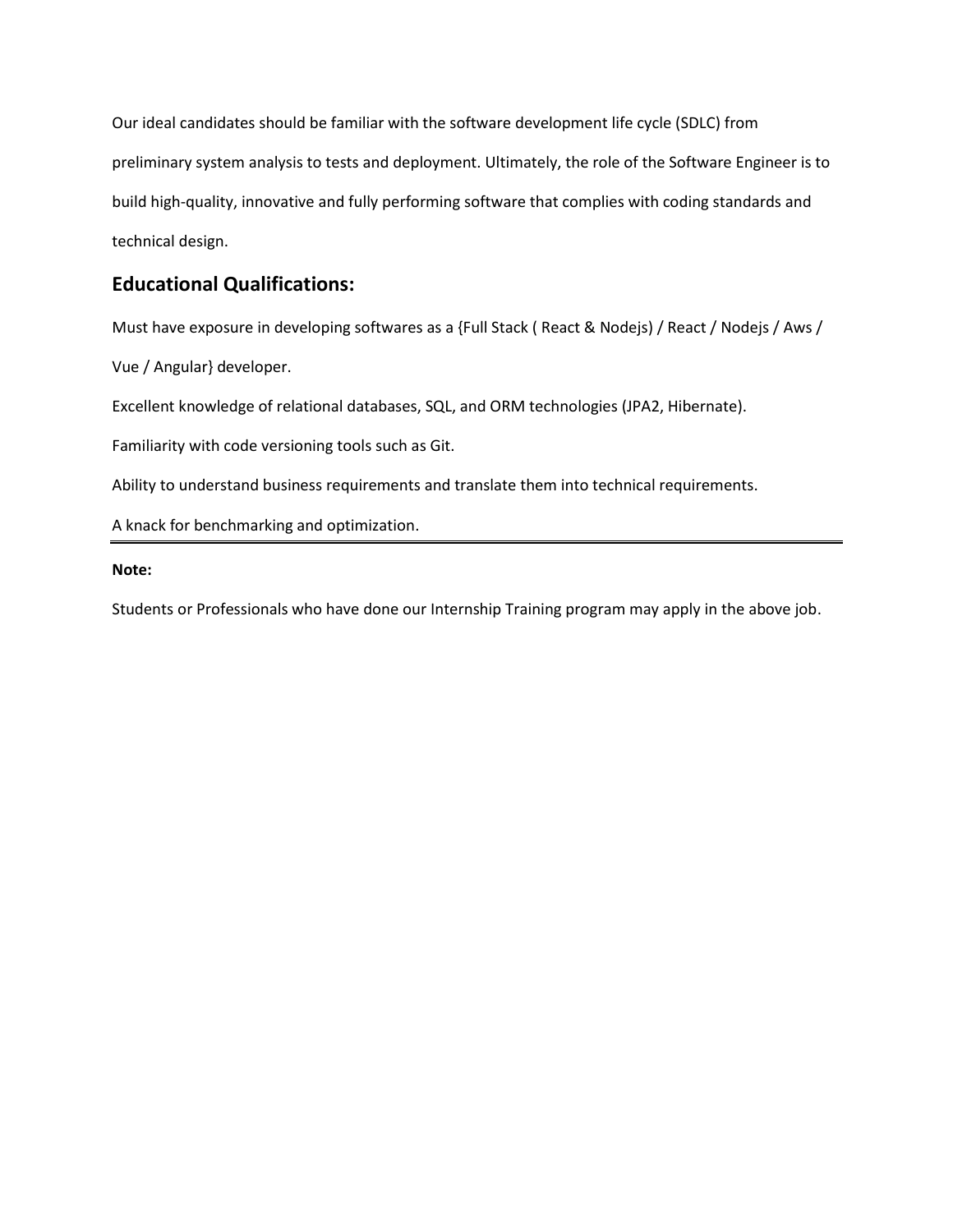Our ideal candidates should be familiar with the software development life cycle (SDLC) from preliminary system analysis to tests and deployment. Ultimately, the role of the Software Engineer is to build high-quality, innovative and fully performing software that complies with coding standards and technical design.

## Educational Qualifications:

Must have exposure in developing softwares as a {Full Stack ( React & Nodejs) / React / Nodejs / Aws / Vue / Angular} developer.

Excellent knowledge of relational databases, SQL, and ORM technologies (JPA2, Hibernate).

Familiarity with code versioning tools such as Git.

Ability to understand business requirements and translate them into technical requirements.

A knack for benchmarking and optimization.

---

**Note:**

Students or Professionals who have done our Internship Training program may apply in the above job.